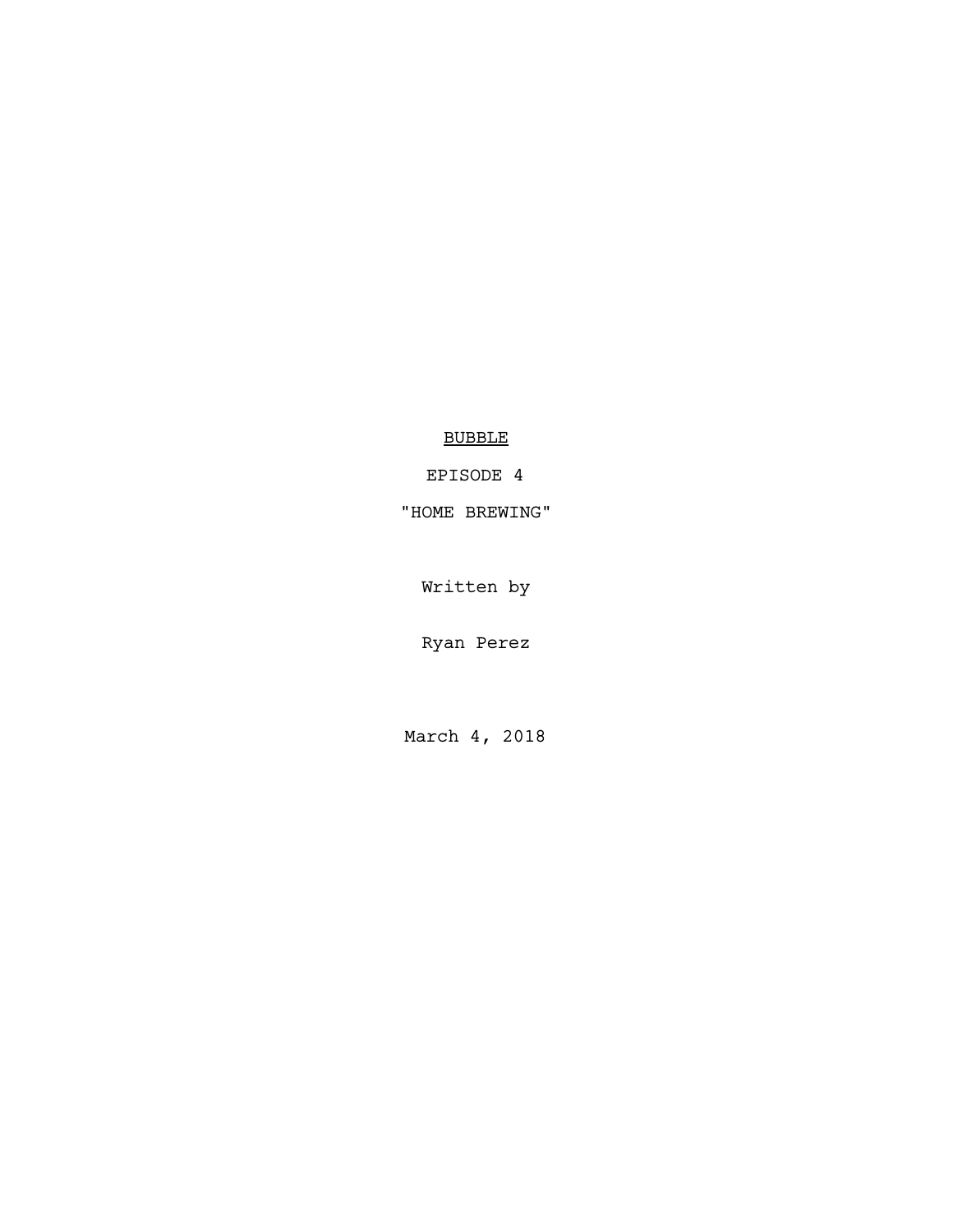<u>BUBBLE</u>

EPISODE 4

"HOME BREWING"

Written by

Ryan Perez

March 4, 2018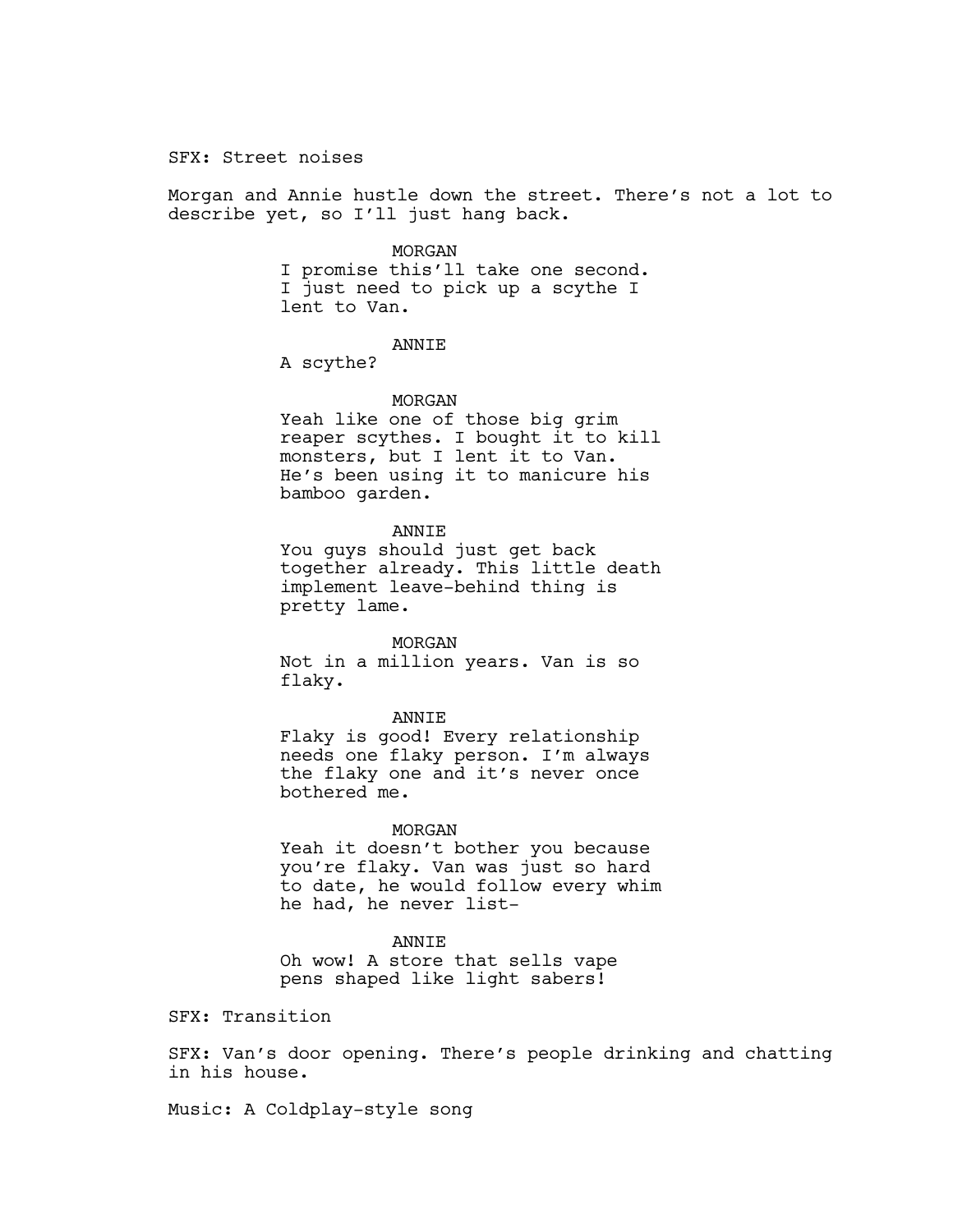SFX: Street noises

Morgan and Annie hustle down the street. There's not a lot to describe yet, so I'll just hang back.

MORGAN
I promise this'll take one second. I just need to pick up a scythe I lent to Van.

ANNIE
A scythe?

MORGAN
Yeah like one of those big grim reaper scythes. I bought it to kill monsters, but I lent it to Van. He's been using it to manicure his bamboo garden.

ANNIE
You guys should just get back together already. This little death implement leave-behind thing is pretty lame.

MORGAN
Not in a million years. Van is so flaky.

ANNIE
Flaky is good! Every relationship needs one flaky person. I'm always the flaky one and it's never once bothered me.

MORGAN
Yeah it doesn't bother you because you're flaky. Van was just so hard to date, he would follow every whim he had, he never list-

ANNIE
Oh wow! A store that sells vape pens shaped like light sabers!

SFX: Transition

SFX: Van's door opening. There's people drinking and chatting in his house.

Music: A Coldplay-style song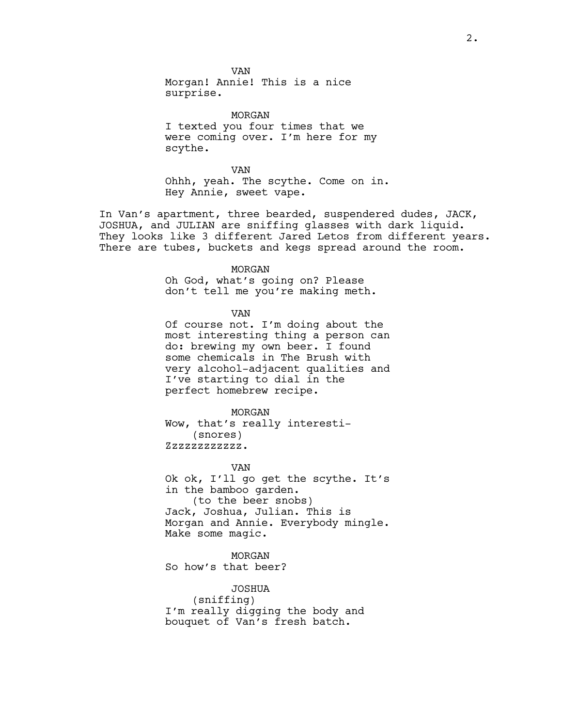VAN
Morgan! Annie! This is a nice surprise.

MORGAN
I texted you four times that we were coming over. I'm here for my scythe.

VAN
Ohhh, yeah. The scythe. Come on in. Hey Annie, sweet vape.

In Van's apartment, three bearded, suspendered dudes, JACK, JOSHUA, and JULIAN are sniffing glasses with dark liquid. They looks like 3 different Jared Letos from different years. There are tubes, buckets and kegs spread around the room.

MORGAN
Oh God, what's going on? Please don't tell me you're making meth.

VAN
Of course not. I'm doing about the most interesting thing a person can do: brewing my own beer. I found some chemicals in The Brush with very alcohol-adjacent qualities and I've starting to dial in the perfect homebrew recipe.

MORGAN
Wow, that's really interesti-
(snores)
Zzzzzzzzzzzz.

VAN
Ok ok, I'll go get the scythe. It's in the bamboo garden.
(to the beer snobs)
Jack, Joshua, Julian. This is Morgan and Annie. Everybody mingle. Make some magic.

MORGAN
So how's that beer?

JOSHUA
(sniffing)
I'm really digging the body and bouquet of Van's fresh batch.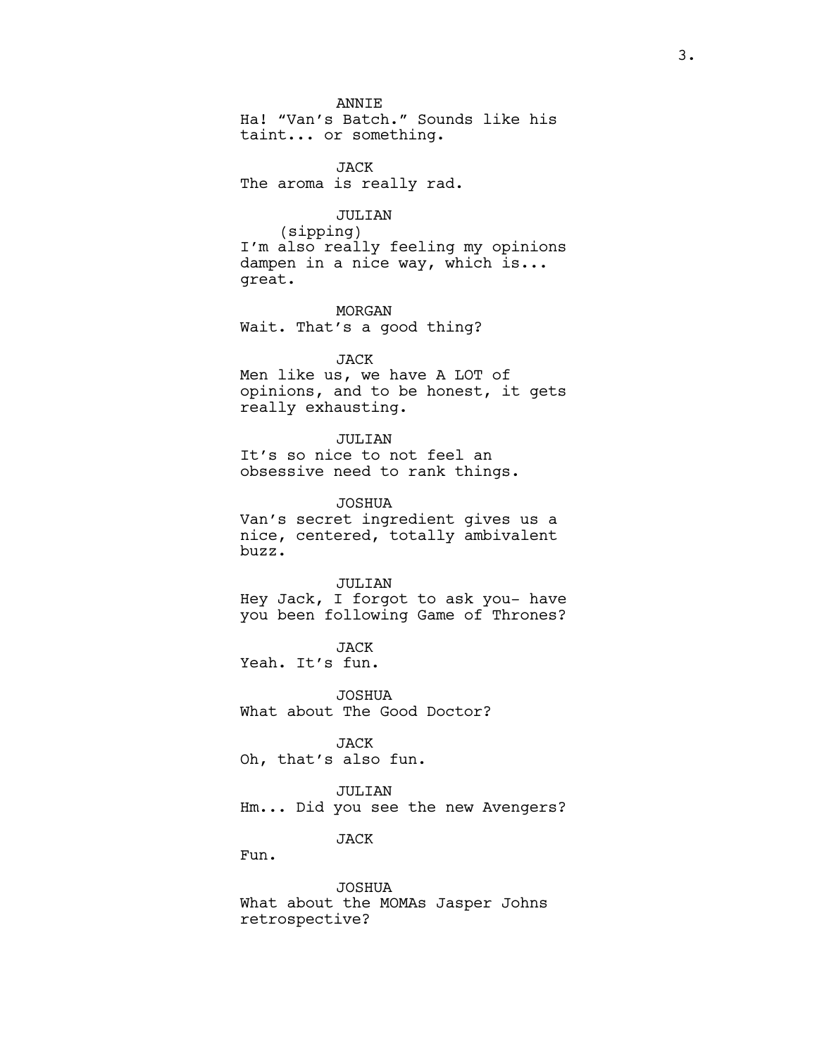ANNIE
Ha! "Van's Batch." Sounds like his taint... or something.

JACK
The aroma is really rad.

JULIAN
(sipping)
I'm also really feeling my opinions dampen in a nice way, which is... great.

MORGAN
Wait. That's a good thing?

JACK
Men like us, we have A LOT of opinions, and to be honest, it gets really exhausting.

JULIAN
It's so nice to not feel an obsessive need to rank things.

JOSHUA
Van's secret ingredient gives us a nice, centered, totally ambivalent buzz.

JULIAN
Hey Jack, I forgot to ask you- have you been following Game of Thrones?

JACK
Yeah. It's fun.

JOSHUA
What about The Good Doctor?

JACK
Oh, that's also fun.

JULIAN
Hm... Did you see the new Avengers?

JACK
Fun.

JOSHUA
What about the MOMAs Jasper Johns retrospective?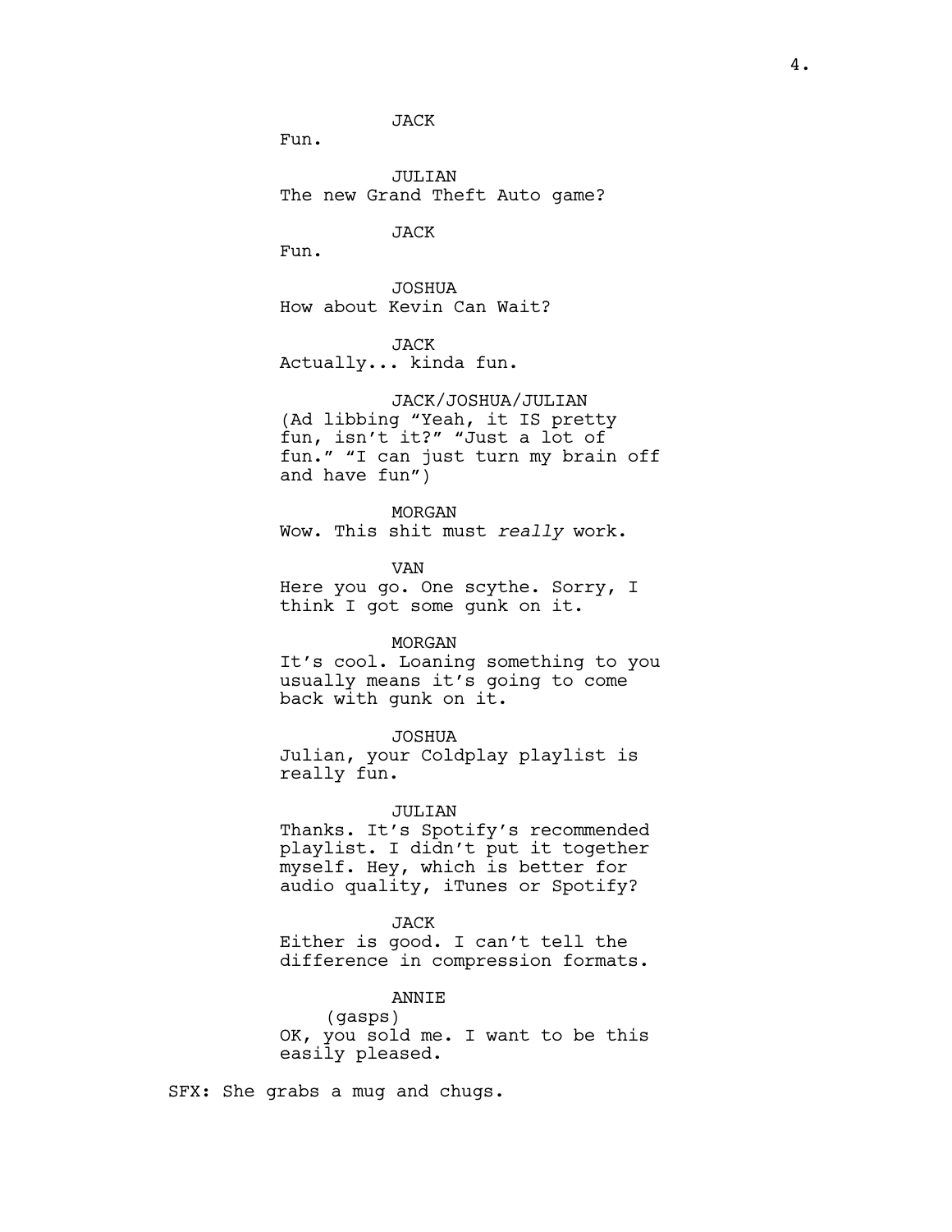JACK

Fun.

JULIAN

The new Grand Theft Auto game?

JACK

Fun.

JOSHUA

How about Kevin Can Wait?

JACK

Actually... kinda fun.

JACK/JOSHUA/JULIAN

(Ad libbing “Yeah, it IS pretty fun, isn’t it?” “Just a lot of fun.” “I can just turn my brain off and have fun”)

MORGAN

Wow. This shit must *really* work.

VAN

Here you go. One scythe. Sorry, I think I got some gunk on it.

MORGAN

It’s cool. Loaning something to you usually means it’s going to come back with gunk on it.

JOSHUA

Julian, your Coldplay playlist is really fun.

JULIAN

Thanks. It’s Spotify’s recommended playlist. I didn’t put it together myself. Hey, which is better for audio quality, iTunes or Spotify?

JACK

Either is good. I can’t tell the difference in compression formats.

ANNIE

(gasps)

OK, you sold me. I want to be this easily pleased.

SFX: She grabs a mug and chugs.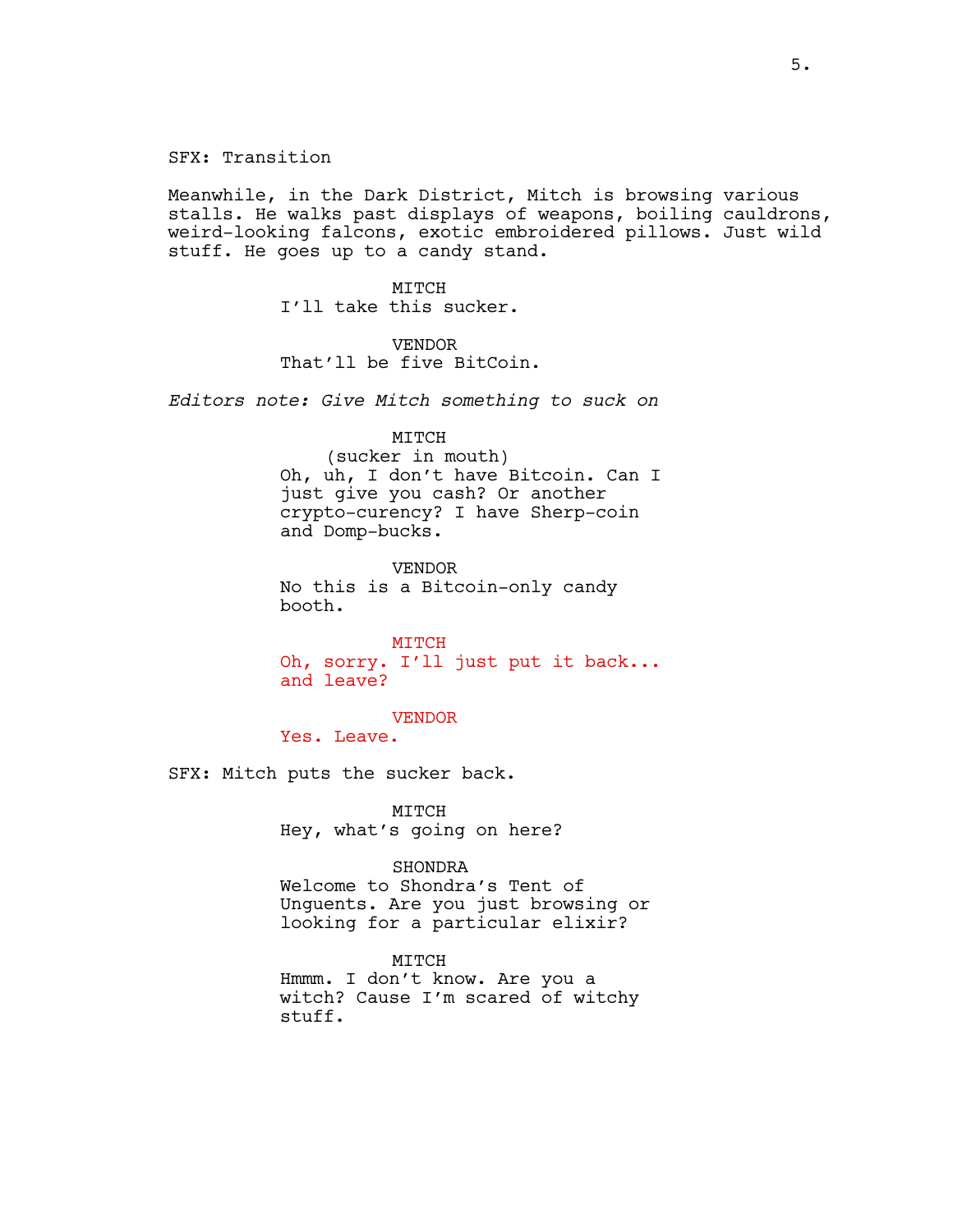SFX: Transition

Meanwhile, in the Dark District, Mitch is browsing various stalls. He walks past displays of weapons, boiling cauldrons, weird-looking falcons, exotic embroidered pillows. Just wild stuff. He goes up to a candy stand.

MITCH
I'll take this sucker.

VENDOR
That'll be five BitCoin.

*Editors note: Give Mitch something to suck on*

MITCH
(sucker in mouth)
Oh, uh, I don't have Bitcoin. Can I just give you cash? Or another crypto-curency? I have Sherp-coin and Domp-bucks.

VENDOR
No this is a Bitcoin-only candy booth.

MITCH
Oh, sorry. I'll just put it back... and leave?

VENDOR
Yes. Leave.

SFX: Mitch puts the sucker back.

MITCH
Hey, what's going on here?

SHONDRA
Welcome to Shondra's Tent of Unguents. Are you just browsing or looking for a particular elixir?

MITCH
Hmmm. I don't know. Are you a witch? Cause I'm scared of witchy stuff.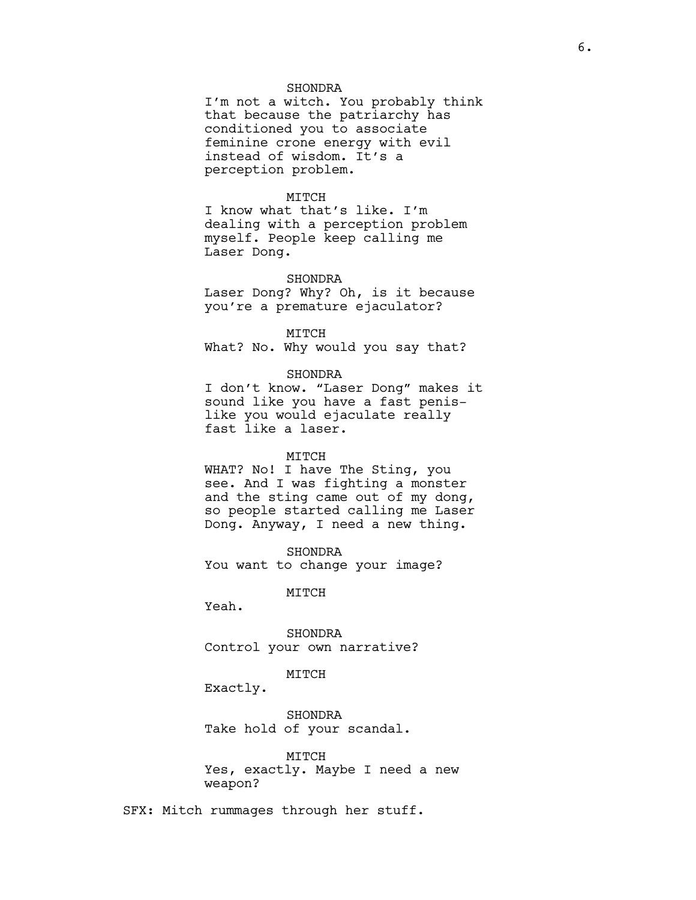SHONDRA
I'm not a witch. You probably think that because the patriarchy has conditioned you to associate feminine crone energy with evil instead of wisdom. It's a perception problem.

MITCH
I know what that's like. I'm dealing with a perception problem myself. People keep calling me Laser Dong.

SHONDRA
Laser Dong? Why? Oh, is it because you're a premature ejaculator?

MITCH
What? No. Why would you say that?

SHONDRA
I don't know. "Laser Dong" makes it sound like you have a fast penis- like you would ejaculate really fast like a laser.

MITCH
WHAT? No! I have The Sting, you see. And I was fighting a monster and the sting came out of my dong, so people started calling me Laser Dong. Anyway, I need a new thing.

SHONDRA
You want to change your image?

MITCH
Yeah.

SHONDRA
Control your own narrative?

MITCH
Exactly.

SHONDRA
Take hold of your scandal.

MITCH
Yes, exactly. Maybe I need a new weapon?

SFX: Mitch rummages through her stuff.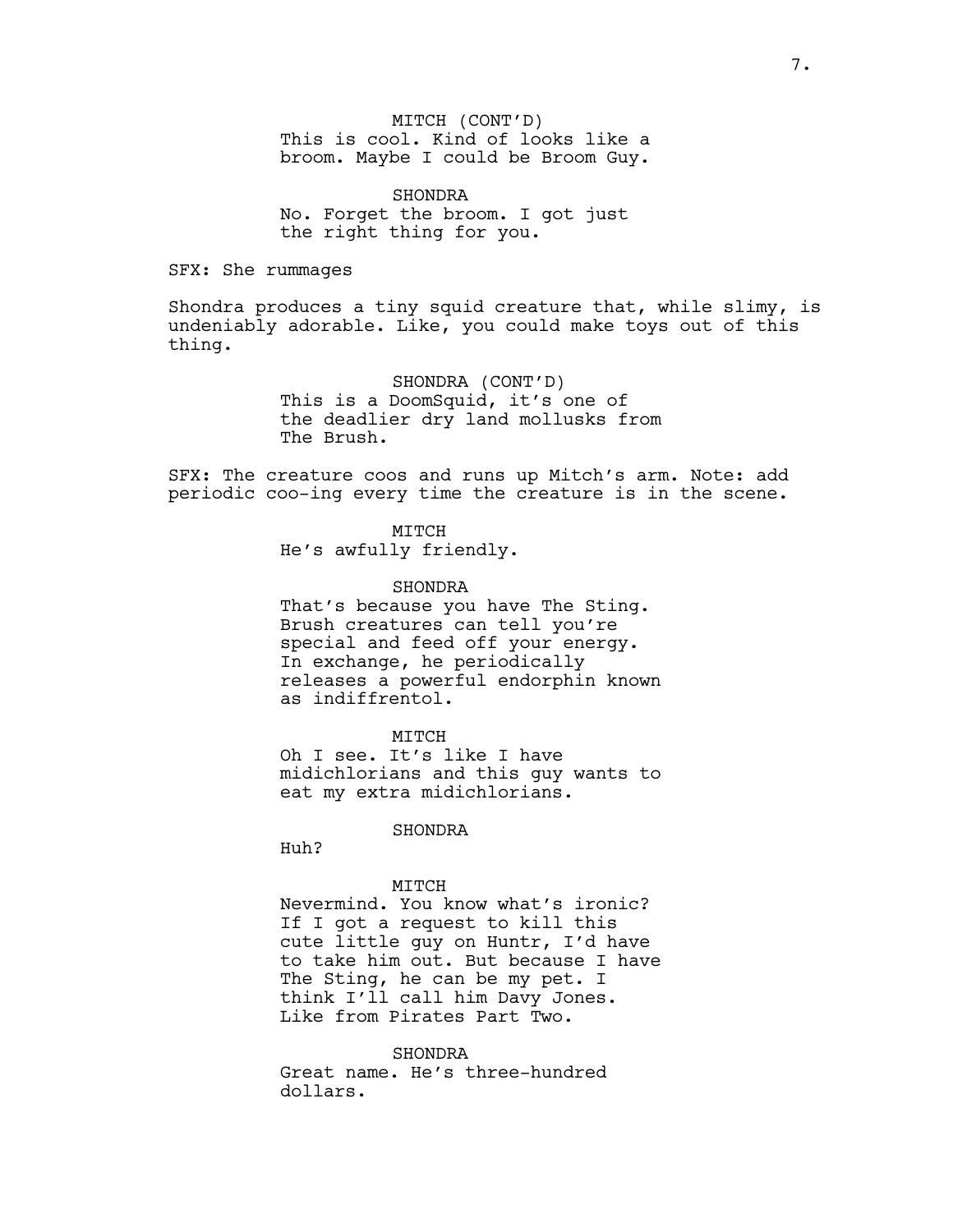MITCH (CONT'D)
This is cool. Kind of looks like a broom. Maybe I could be Broom Guy.

SHONDRA
No. Forget the broom. I got just the right thing for you.

SFX: She rummages

Shondra produces a tiny squid creature that, while slimy, is undeniably adorable. Like, you could make toys out of this thing.

SHONDRA (CONT'D)
This is a DoomSquid, it's one of the deadlier dry land mollusks from The Brush.

SFX: The creature coos and runs up Mitch's arm. Note: add periodic coo-ing every time the creature is in the scene.

MITCH
He's awfully friendly.

SHONDRA
That's because you have The Sting. Brush creatures can tell you're special and feed off your energy. In exchange, he periodically releases a powerful endorphin known as indiffrentol.

MITCH
Oh I see. It's like I have midichlorians and this guy wants to eat my extra midichlorians.

SHONDRA
Huh?

MITCH
Nevermind. You know what's ironic? If I got a request to kill this cute little guy on Huntr, I'd have to take him out. But because I have The Sting, he can be my pet. I think I'll call him Davy Jones. Like from Pirates Part Two.

SHONDRA
Great name. He's three-hundred dollars.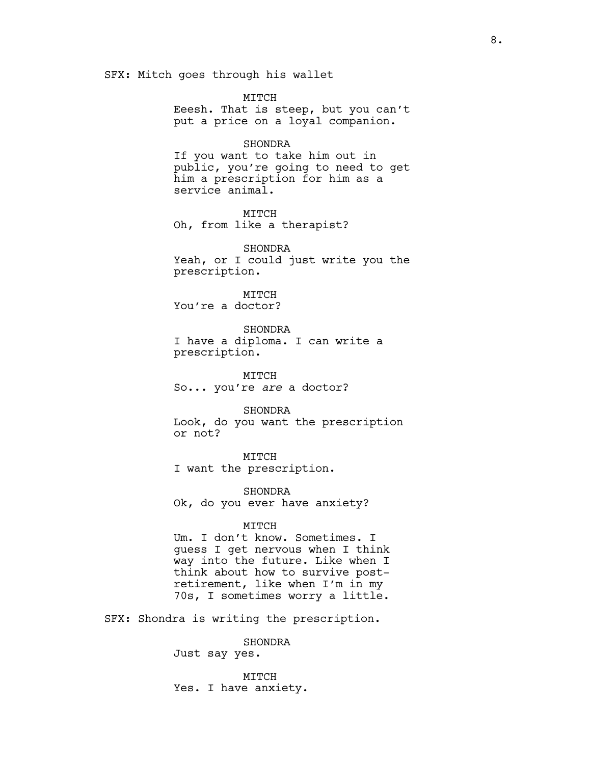SFX: Mitch goes through his wallet

MITCH
Eeesh. That is steep, but you can't put a price on a loyal companion.

SHONDRA
If you want to take him out in public, you're going to need to get him a prescription for him as a service animal.

MITCH
Oh, from like a therapist?

SHONDRA
Yeah, or I could just write you the prescription.

MITCH
You're a doctor?

SHONDRA
I have a diploma. I can write a prescription.

MITCH
So... you're *are* a doctor?

SHONDRA
Look, do you want the prescription or not?

MITCH
I want the prescription.

SHONDRA
Ok, do you ever have anxiety?

MITCH
Um. I don't know. Sometimes. I guess I get nervous when I think way into the future. Like when I think about how to survive post-retirement, like when I'm in my 70s, I sometimes worry a little.

SFX: Shondra is writing the prescription.

SHONDRA
Just say yes.

MITCH
Yes. I have anxiety.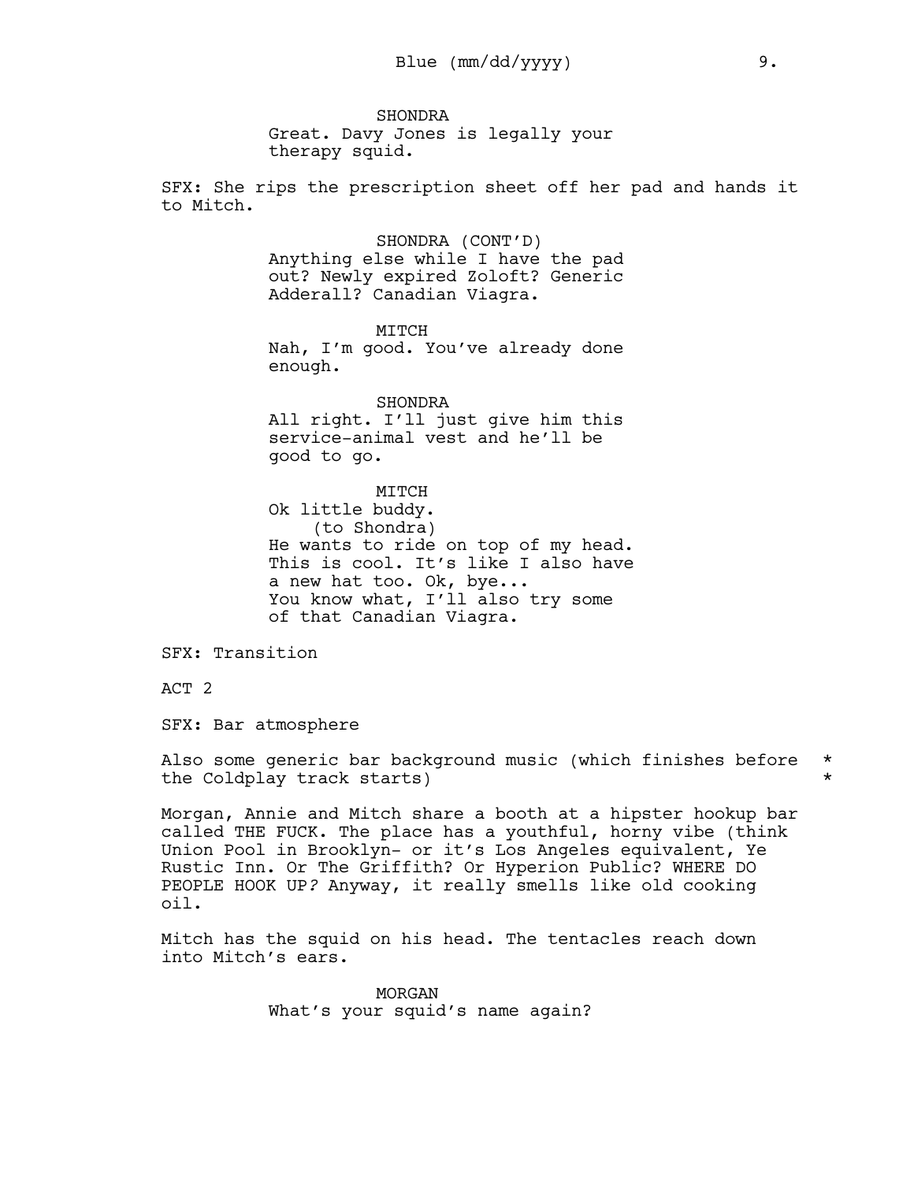SHONDRA
Great. Davy Jones is legally your therapy squid.

SFX: She rips the prescription sheet off her pad and hands it to Mitch.

SHONDRA (CONT'D)
Anything else while I have the pad out? Newly expired Zoloft? Generic Adderall? Canadian Viagra.

MITCH
Nah, I'm good. You've already done enough.

SHONDRA
All right. I'll just give him this service-animal vest and he'll be good to go.

MITCH
Ok little buddy.
(to Shondra)
He wants to ride on top of my head. This is cool. It's like I also have a new hat too. Ok, bye...
You know what, I'll also try some of that Canadian Viagra.

SFX: Transition

ACT 2

SFX: Bar atmosphere

Also some generic bar background music (which finishes before the Coldplay track starts) *

Morgan, Annie and Mitch share a booth at a hipster hookup bar called THE FUCK. The place has a youthful, horny vibe (think Union Pool in Brooklyn- or it's Los Angeles equivalent, Ye Rustic Inn. Or The Griffith? Or Hyperion Public? WHERE DO PEOPLE HOOK UP? Anyway, it really smells like old cooking oil.

Mitch has the squid on his head. The tentacles reach down into Mitch's ears.

MORGAN
What's your squid's name again?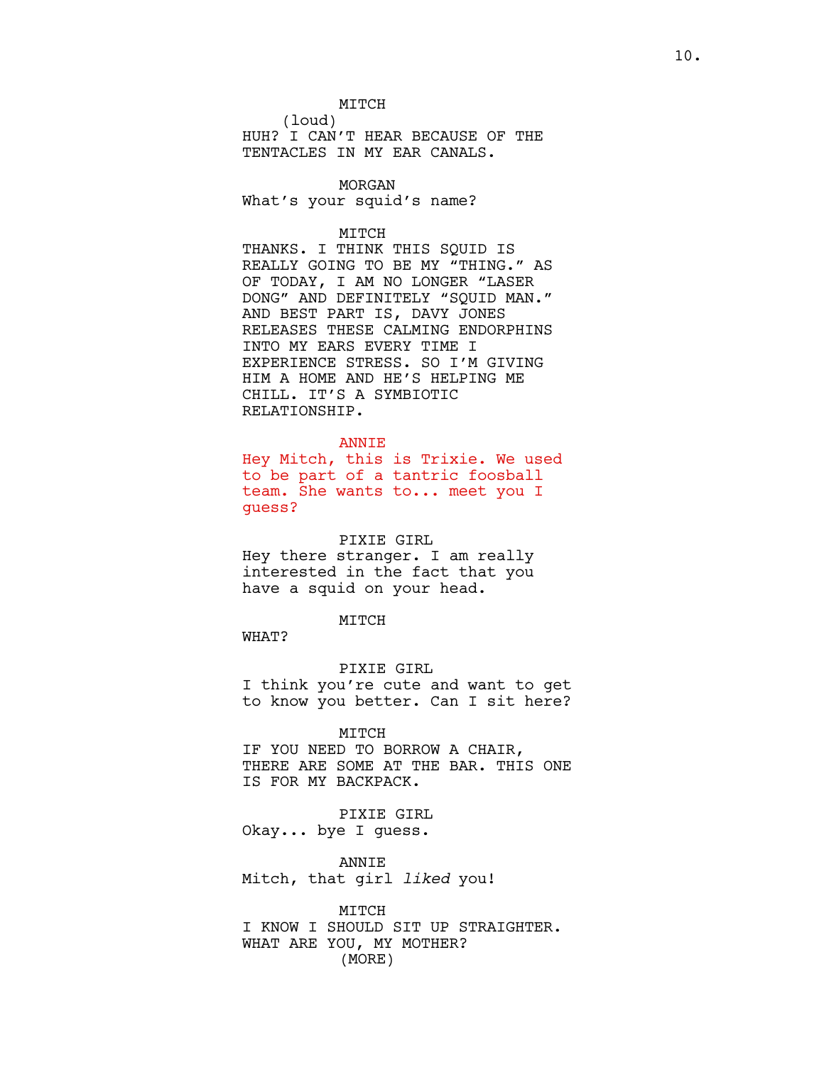MITCH
(loud)
HUH? I CAN'T HEAR BECAUSE OF THE TENTACLES IN MY EAR CANALS.

MORGAN
What's your squid's name?

MITCH
THANKS. I THINK THIS SQUID IS REALLY GOING TO BE MY "THING." AS OF TODAY, I AM NO LONGER "LASER DONG" AND DEFINITELY "SQUID MAN." AND BEST PART IS, DAVY JONES RELEASES THESE CALMING ENDORPHINS INTO MY EARS EVERY TIME I EXPERIENCE STRESS. SO I'M GIVING HIM A HOME AND HE'S HELPING ME CHILL. IT'S A SYMBIOTIC RELATIONSHIP.

ANNIE
Hey Mitch, this is Trixie. We used to be part of a tantric foosball team. She wants to... meet you I guess?

PIXIE GIRL
Hey there stranger. I am really interested in the fact that you have a squid on your head.

MITCH
WHAT?

PIXIE GIRL
I think you're cute and want to get to know you better. Can I sit here?

MITCH
IF YOU NEED TO BORROW A CHAIR, THERE ARE SOME AT THE BAR. THIS ONE IS FOR MY BACKPACK.

PIXIE GIRL
Okay... bye I guess.

ANNIE
Mitch, that girl *liked* you!

MITCH
I KNOW I SHOULD SIT UP STRAIGHTER. WHAT ARE YOU, MY MOTHER?
(MORE)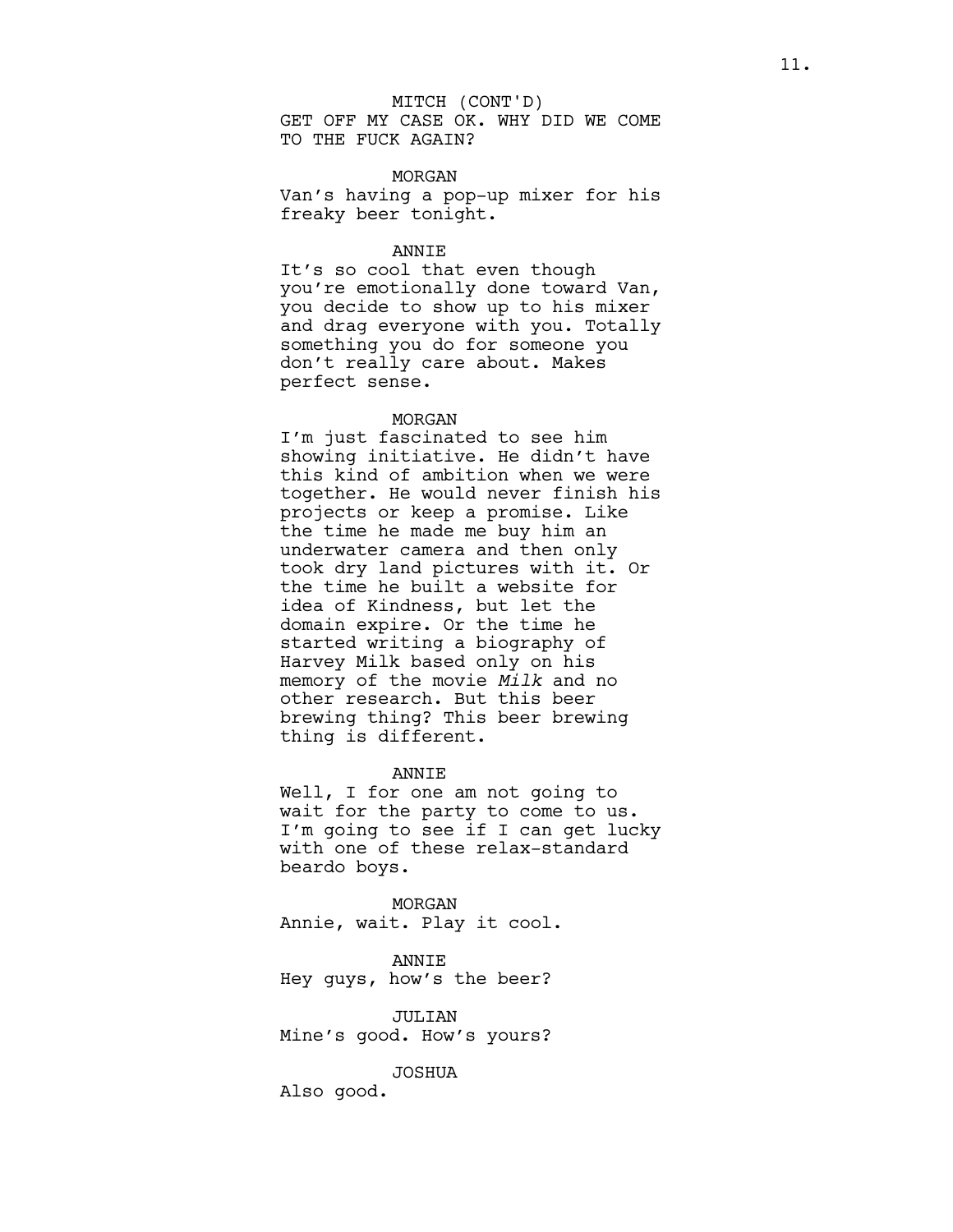MITCH (CONT'D)
GET OFF MY CASE OK. WHY DID WE COME TO THE FUCK AGAIN?

MORGAN
Van's having a pop-up mixer for his freaky beer tonight.

ANNIE
It's so cool that even though you're emotionally done toward Van, you decide to show up to his mixer and drag everyone with you. Totally something you do for someone you don't really care about. Makes perfect sense.

MORGAN
I'm just fascinated to see him showing initiative. He didn't have this kind of ambition when we were together. He would never finish his projects or keep a promise. Like the time he made me buy him an underwater camera and then only took dry land pictures with it. Or the time he built a website for idea of Kindness, but let the domain expire. Or the time he started writing a biography of Harvey Milk based only on his memory of the movie *Milk* and no other research. But this beer brewing thing? This beer brewing thing is different.

ANNIE
Well, I for one am not going to wait for the party to come to us. I'm going to see if I can get lucky with one of these relax-standard beardo boys.

MORGAN
Annie, wait. Play it cool.

ANNIE
Hey guys, how's the beer?

JULIAN
Mine's good. How's yours?

JOSHUA
Also good.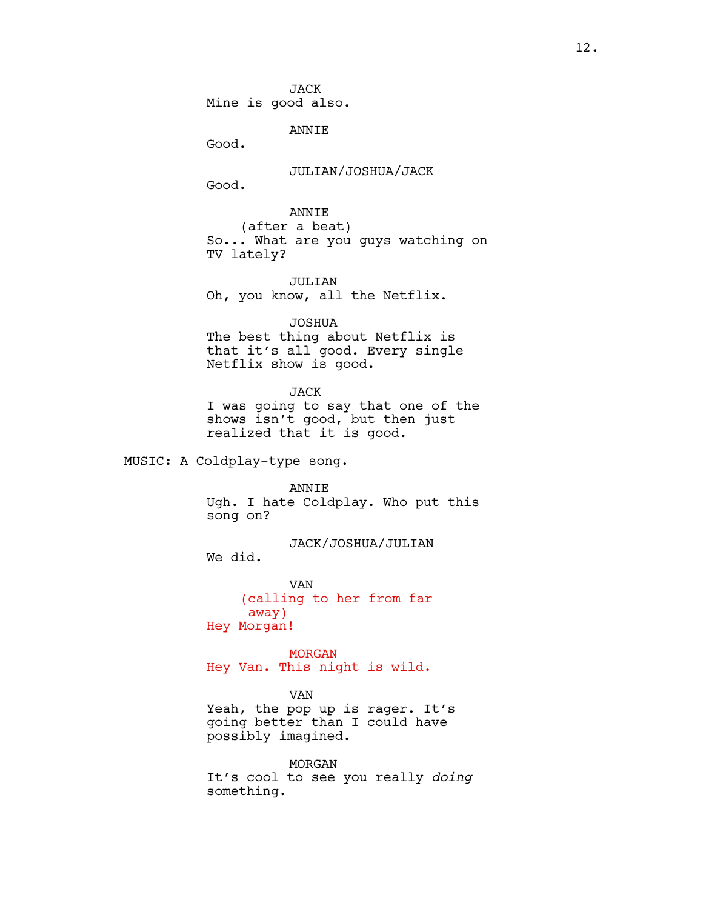JACK
Mine is good also.

ANNIE
Good.

JULIAN/JOSHUA/JACK
Good.

ANNIE
(after a beat)
So... What are you guys watching on TV lately?

JULIAN
Oh, you know, all the Netflix.

JOSHUA
The best thing about Netflix is that it's all good. Every single Netflix show is good.

JACK
I was going to say that one of the shows isn't good, but then just realized that it is good.

MUSIC: A Coldplay-type song.

ANNIE
Ugh. I hate Coldplay. Who put this song on?

JACK/JOSHUA/JULIAN
We did.

VAN
(calling to her from far away)
Hey Morgan!

MORGAN
Hey Van. This night is wild.

VAN
Yeah, the pop up is rager. It's going better than I could have possibly imagined.

MORGAN
It's cool to see you really *doing* something.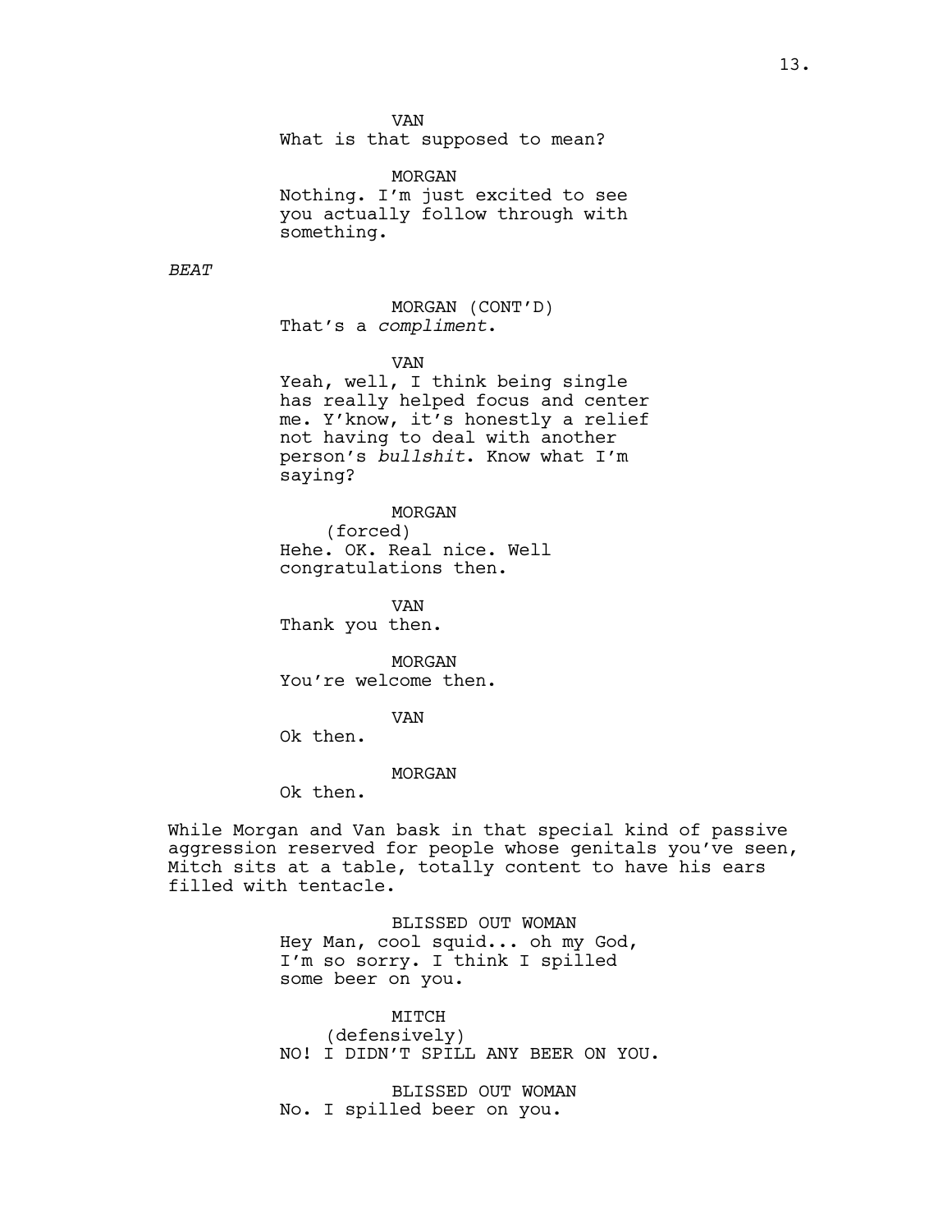VAN
What is that supposed to mean?

MORGAN
Nothing. I'm just excited to see you actually follow through with something.

*BEAT*

MORGAN (CONT'D)
That's a *compliment.*

VAN
Yeah, well, I think being single has really helped focus and center me. Y'know, it's honestly a relief not having to deal with another person's *bullshit*. Know what I'm saying?

MORGAN
(forced)
Hehe. OK. Real nice. Well congratulations then.

VAN
Thank you then.

MORGAN
You're welcome then.

VAN
Ok then.

MORGAN
Ok then.

While Morgan and Van bask in that special kind of passive aggression reserved for people whose genitals you've seen, Mitch sits at a table, totally content to have his ears filled with tentacle.

BLISSED OUT WOMAN
Hey Man, cool squid... oh my God, I'm so sorry. I think I spilled some beer on you.

MITCH
(defensively)
NO! I DIDN'T SPILL ANY BEER ON YOU.

BLISSED OUT WOMAN
No. I spilled beer on you.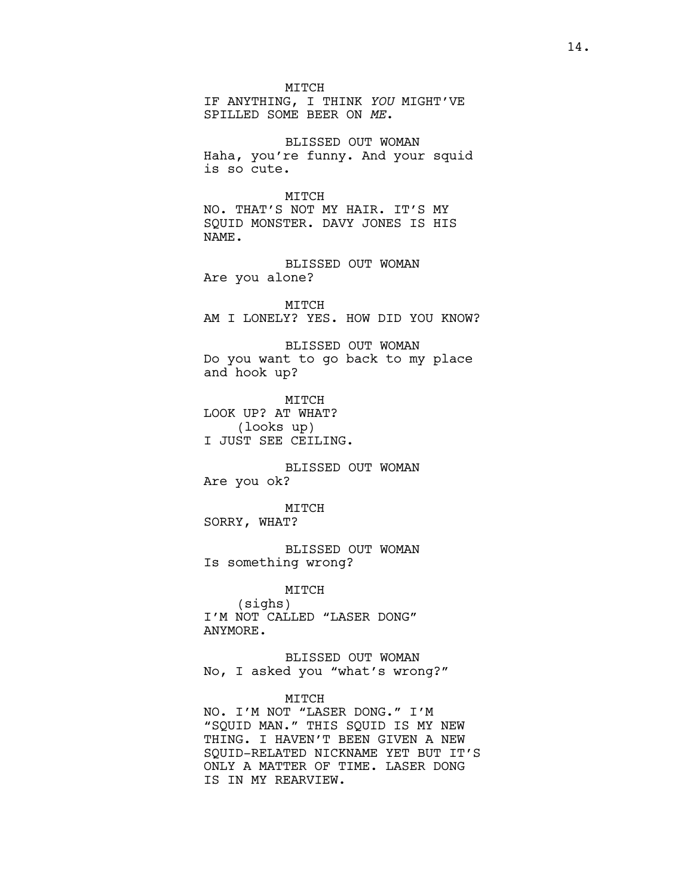MITCH
IF ANYTHING, I THINK *YOU* MIGHT'VE SPILLED SOME BEER ON *ME*.

BLISSED OUT WOMAN
Haha, you're funny. And your squid is so cute.

MITCH
NO. THAT'S NOT MY HAIR. IT'S MY SQUID MONSTER. DAVY JONES IS HIS NAME.

BLISSED OUT WOMAN
Are you alone?

MITCH
AM I LONELY? YES. HOW DID YOU KNOW?

BLISSED OUT WOMAN
Do you want to go back to my place and hook up?

MITCH
LOOK UP? AT WHAT?
(looks up)
I JUST SEE CEILING.

BLISSED OUT WOMAN
Are you ok?

MITCH
SORRY, WHAT?

BLISSED OUT WOMAN
Is something wrong?

MITCH
(sighs)
I'M NOT CALLED "LASER DONG" ANYMORE.

BLISSED OUT WOMAN
No, I asked you "what's wrong?"

MITCH
NO. I'M NOT "LASER DONG." I'M "SQUID MAN." THIS SQUID IS MY NEW THING. I HAVEN'T BEEN GIVEN A NEW SQUID-RELATED NICKNAME YET BUT IT'S ONLY A MATTER OF TIME. LASER DONG IS IN MY REARVIEW.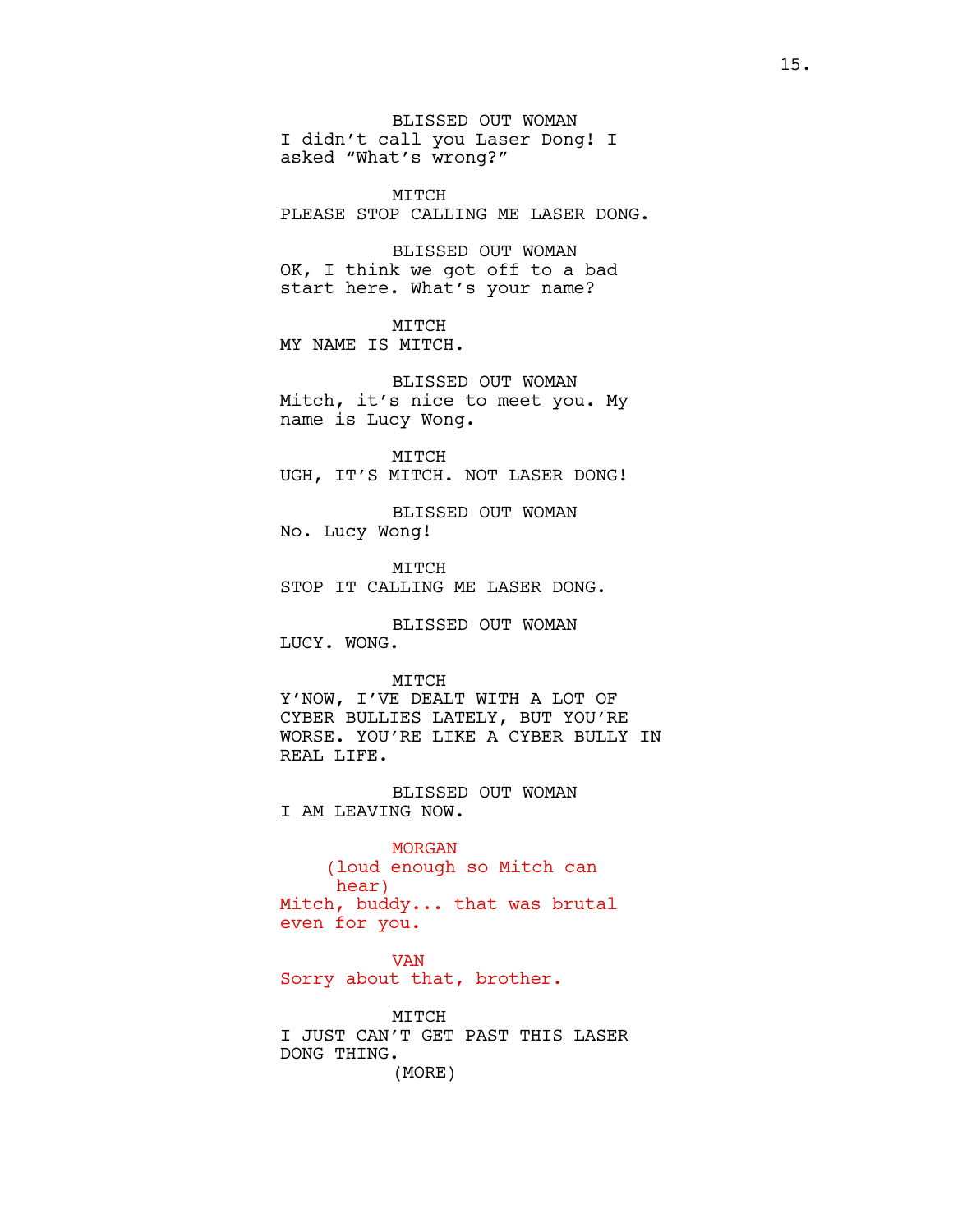BLISSED OUT WOMAN
I didn't call you Laser Dong! I asked "What's wrong?"

MITCH
PLEASE STOP CALLING ME LASER DONG.

BLISSED OUT WOMAN
OK, I think we got off to a bad start here. What's your name?

MITCH
MY NAME IS MITCH.

BLISSED OUT WOMAN
Mitch, it's nice to meet you. My name is Lucy Wong.

MITCH
UGH, IT'S MITCH. NOT LASER DONG!

BLISSED OUT WOMAN
No. Lucy Wong!

MITCH
STOP IT CALLING ME LASER DONG.

BLISSED OUT WOMAN
LUCY. WONG.

MITCH
Y'NOW, I'VE DEALT WITH A LOT OF CYBER BULLIES LATELY, BUT YOU'RE WORSE. YOU'RE LIKE A CYBER BULLY IN REAL LIFE.

BLISSED OUT WOMAN
I AM LEAVING NOW.

MORGAN
(loud enough so Mitch can hear)
Mitch, buddy... that was brutal even for you.

VAN
Sorry about that, brother.

MITCH
I JUST CAN'T GET PAST THIS LASER DONG THING.
(MORE)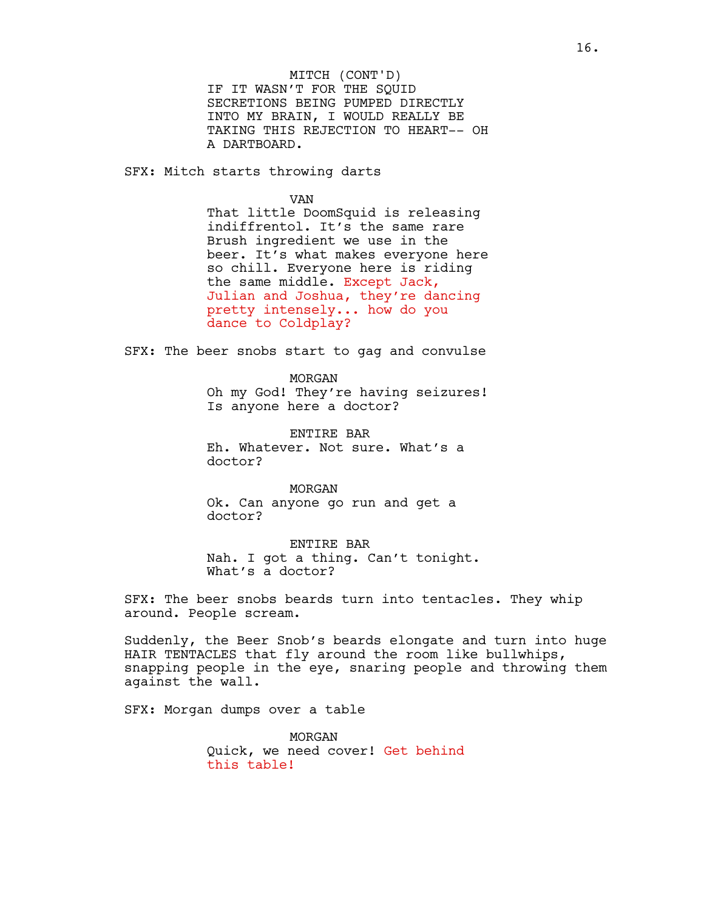MITCH (CONT'D)
IF IT WASN'T FOR THE SQUID SECRETIONS BEING PUMPED DIRECTLY INTO MY BRAIN, I WOULD REALLY BE TAKING THIS REJECTION TO HEART-- OH A DARTBOARD.

SFX: Mitch starts throwing darts

VAN
That little DoomSquid is releasing indiffrentol. It's the same rare Brush ingredient we use in the beer. It's what makes everyone here so chill. Everyone here is riding the same middle. Except Jack, Julian and Joshua, they're dancing pretty intensely... how do you dance to Coldplay?

SFX: The beer snobs start to gag and convulse

MORGAN
Oh my God! They're having seizures! Is anyone here a doctor?

ENTIRE BAR
Eh. Whatever. Not sure. What's a doctor?

MORGAN
Ok. Can anyone go run and get a doctor?

ENTIRE BAR
Nah. I got a thing. Can't tonight. What's a doctor?

SFX: The beer snobs beards turn into tentacles. They whip around. People scream.

Suddenly, the Beer Snob's beards elongate and turn into huge HAIR TENTACLES that fly around the room like bullwhips, snapping people in the eye, snaring people and throwing them against the wall.

SFX: Morgan dumps over a table

MORGAN
Quick, we need cover! Get behind this table!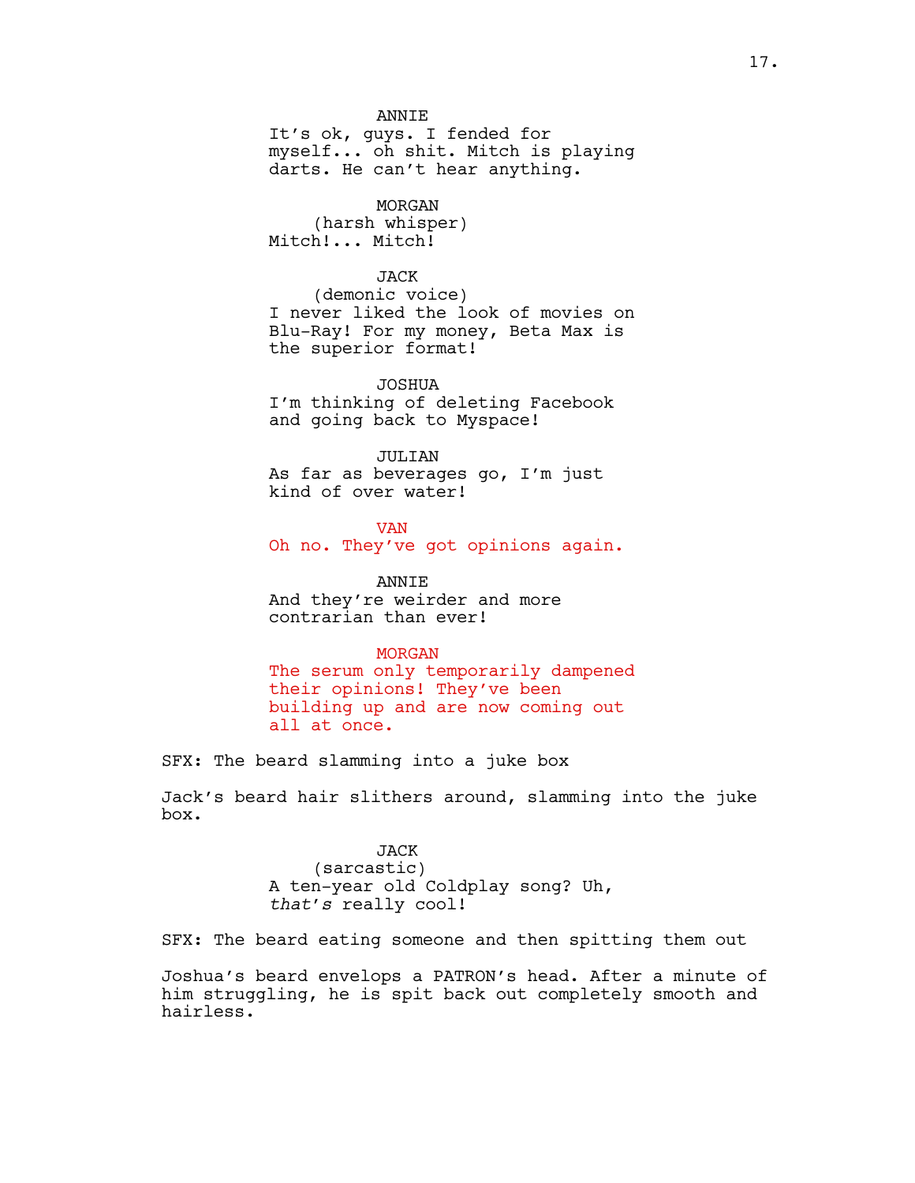ANNIE
It's ok, guys. I fended for myself... oh shit. Mitch is playing darts. He can't hear anything.

MORGAN
(harsh whisper)
Mitch!... Mitch!

JACK
(demonic voice)
I never liked the look of movies on Blu-Ray! For my money, Beta Max is the superior format!

JOSHUA
I'm thinking of deleting Facebook and going back to Myspace!

JULIAN
As far as beverages go, I'm just kind of over water!

VAN
Oh no. They've got opinions again.

ANNIE
And they're weirder and more contrarian than ever!

MORGAN
The serum only temporarily dampened their opinions! They've been building up and are now coming out all at once.

SFX: The beard slamming into a juke box

Jack's beard hair slithers around, slamming into the juke box.

JACK
(sarcastic)
A ten-year old Coldplay song? Uh, *that's* really cool!

SFX: The beard eating someone and then spitting them out

Joshua's beard envelops a PATRON's head. After a minute of him struggling, he is spit back out completely smooth and hairless.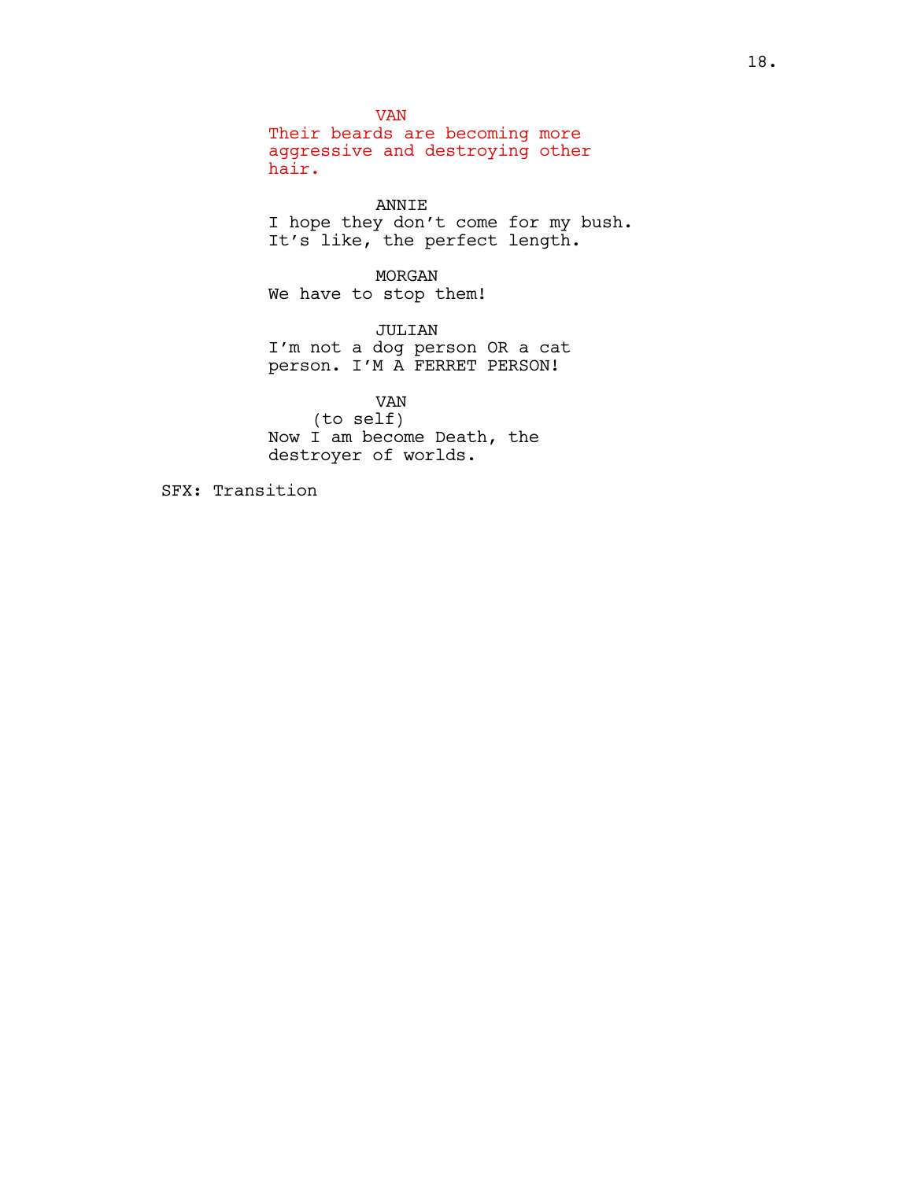VAN

Their beards are becoming more aggressive and destroying other hair.

ANNIE

I hope they don't come for my bush. It's like, the perfect length.

MORGAN

We have to stop them!

JULIAN

I'm not a dog person OR a cat person. I'M A FERRET PERSON!

VAN

(to self)

Now I am become Death, the destroyer of worlds.

SFX: Transition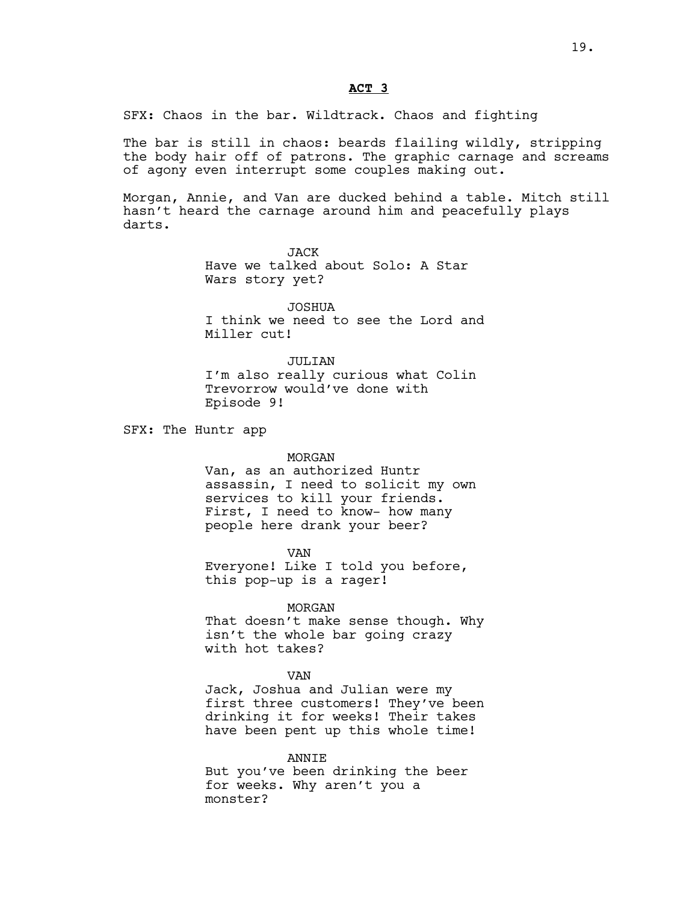**ACT 3**

SFX: Chaos in the bar. Wildtrack. Chaos and fighting

The bar is still in chaos: beards flailing wildly, stripping the body hair off of patrons. The graphic carnage and screams of agony even interrupt some couples making out.

Morgan, Annie, and Van are ducked behind a table. Mitch still hasn't heard the carnage around him and peacefully plays darts.

JACK
Have we talked about Solo: A Star Wars story yet?

JOSHUA
I think we need to see the Lord and Miller cut!

JULIAN
I'm also really curious what Colin Trevorrow would've done with Episode 9!

SFX: The Huntr app

MORGAN
Van, as an authorized Huntr assassin, I need to solicit my own services to kill your friends. First, I need to know- how many people here drank your beer?

VAN
Everyone! Like I told you before, this pop-up is a rager!

MORGAN
That doesn't make sense though. Why isn't the whole bar going crazy with hot takes?

VAN
Jack, Joshua and Julian were my first three customers! They've been drinking it for weeks! Their takes have been pent up this whole time!

ANNIE
But you've been drinking the beer for weeks. Why aren't you a monster?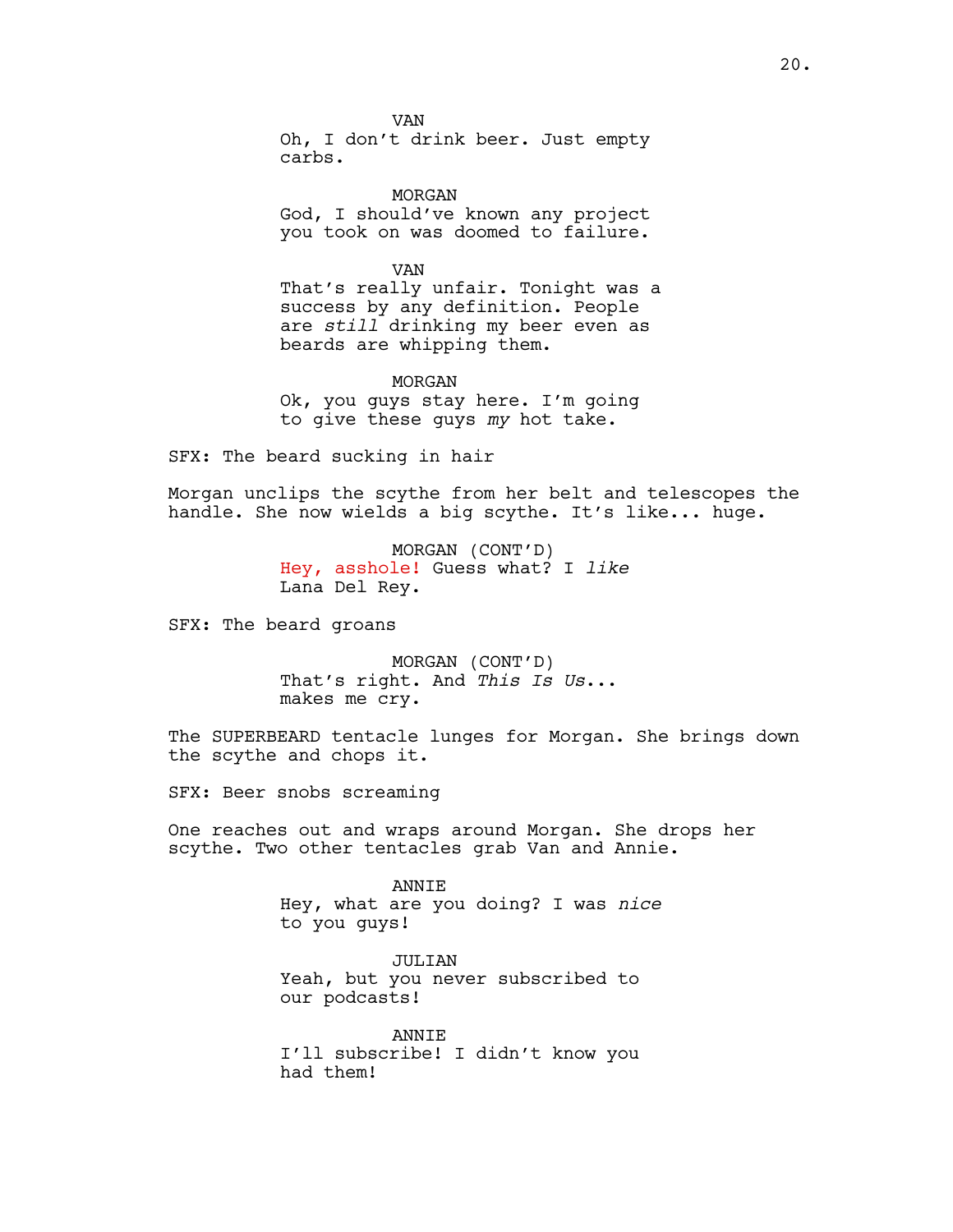VAN
Oh, I don't drink beer. Just empty carbs.

MORGAN
God, I should've known any project you took on was doomed to failure.

VAN
That's really unfair. Tonight was a success by any definition. People are *still* drinking my beer even as beards are whipping them.

MORGAN
Ok, you guys stay here. I'm going to give these guys *my* hot take.

SFX: The beard sucking in hair

Morgan unclips the scythe from her belt and telescopes the handle. She now wields a big scythe. It's like... huge.

MORGAN (CONT'D)
Hey, asshole! Guess what? I *like* Lana Del Rey.

SFX: The beard groans

MORGAN (CONT'D)
That's right. And *This Is Us*... makes me cry.

The SUPERBEARD tentacle lunges for Morgan. She brings down the scythe and chops it.

SFX: Beer snobs screaming

One reaches out and wraps around Morgan. She drops her scythe. Two other tentacles grab Van and Annie.

ANNIE
Hey, what are you doing? I was *nice* to you guys!

JULIAN
Yeah, but you never subscribed to our podcasts!

ANNIE
I'll subscribe! I didn't know you had them!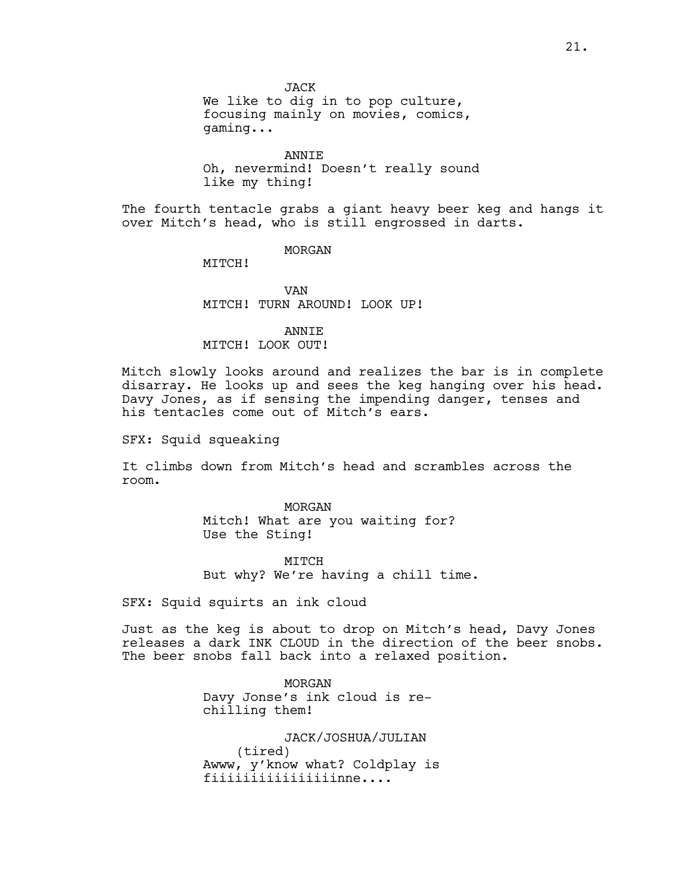JACK
We like to dig in to pop culture, focusing mainly on movies, comics, gaming...

ANNIE
Oh, nevermind! Doesn't really sound like my thing!

The fourth tentacle grabs a giant heavy beer keg and hangs it over Mitch's head, who is still engrossed in darts.

MORGAN
MITCH!

VAN
MITCH! TURN AROUND! LOOK UP!

ANNIE
MITCH! LOOK OUT!

Mitch slowly looks around and realizes the bar is in complete disarray. He looks up and sees the keg hanging over his head. Davy Jones, as if sensing the impending danger, tenses and his tentacles come out of Mitch's ears.

SFX: Squid squeaking

It climbs down from Mitch's head and scrambles across the room.

MORGAN
Mitch! What are you waiting for? Use the Sting!

MITCH
But why? We're having a chill time.

SFX: Squid squirts an ink cloud

Just as the keg is about to drop on Mitch's head, Davy Jones releases a dark INK CLOUD in the direction of the beer snobs. The beer snobs fall back into a relaxed position.

MORGAN
Davy Jonse's ink cloud is re-chilling them!

JACK/JOSHUA/JULIAN
(tired)
Awww, y'know what? Coldplay is fiiiiiiiiiiiiiiiinne....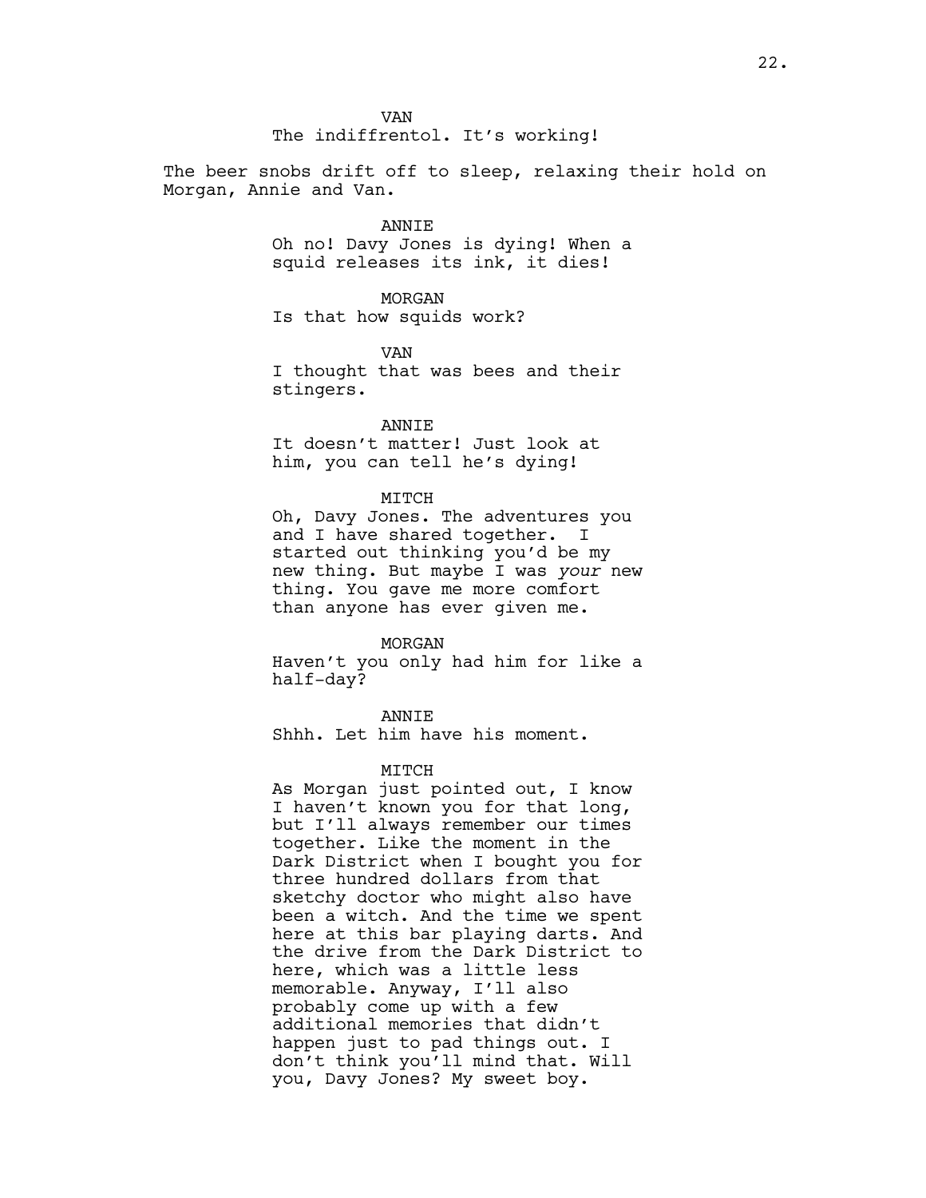VAN
The indiffrentol. It's working!

The beer snobs drift off to sleep, relaxing their hold on Morgan, Annie and Van.

ANNIE
Oh no! Davy Jones is dying! When a squid releases its ink, it dies!

MORGAN
Is that how squids work?

VAN
I thought that was bees and their stingers.

ANNIE
It doesn't matter! Just look at him, you can tell he's dying!

MITCH
Oh, Davy Jones. The adventures you and I have shared together. I started out thinking you'd be my new thing. But maybe I was *your* new thing. You gave me more comfort than anyone has ever given me.

MORGAN
Haven't you only had him for like a half-day?

ANNIE
Shhh. Let him have his moment.

MITCH
As Morgan just pointed out, I know I haven't known you for that long, but I'll always remember our times together. Like the moment in the Dark District when I bought you for three hundred dollars from that sketchy doctor who might also have been a witch. And the time we spent here at this bar playing darts. And the drive from the Dark District to here, which was a little less memorable. Anyway, I'll also probably come up with a few additional memories that didn't happen just to pad things out. I don't think you'll mind that. Will you, Davy Jones? My sweet boy.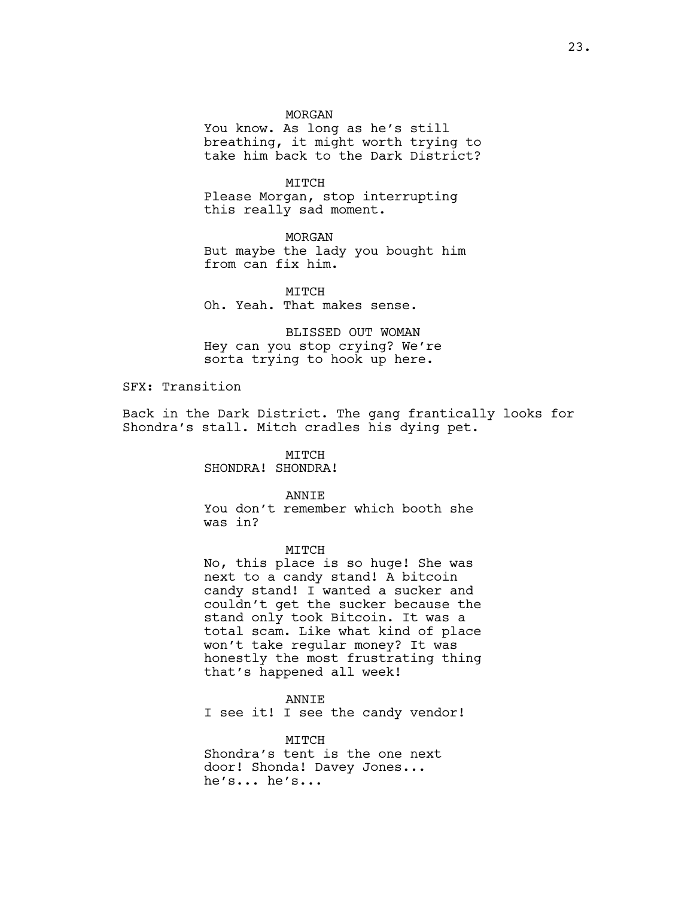MORGAN

You know. As long as he's still breathing, it might worth trying to take him back to the Dark District?

MITCH

Please Morgan, stop interrupting this really sad moment.

MORGAN

But maybe the lady you bought him from can fix him.

MITCH

Oh. Yeah. That makes sense.

BLISSED OUT WOMAN

Hey can you stop crying? We're sorta trying to hook up here.

SFX: Transition

Back in the Dark District. The gang frantically looks for Shondra's stall. Mitch cradles his dying pet.

MITCH

SHONDRA! SHONDRA!

ANNIE

You don't remember which booth she was in?

MITCH

No, this place is so huge! She was next to a candy stand! A bitcoin candy stand! I wanted a sucker and couldn't get the sucker because the stand only took Bitcoin. It was a total scam. Like what kind of place won't take regular money? It was honestly the most frustrating thing that's happened all week!

ANNIE

I see it! I see the candy vendor!

MITCH

Shondra's tent is the one next door! Shonda! Davey Jones... he's... he's...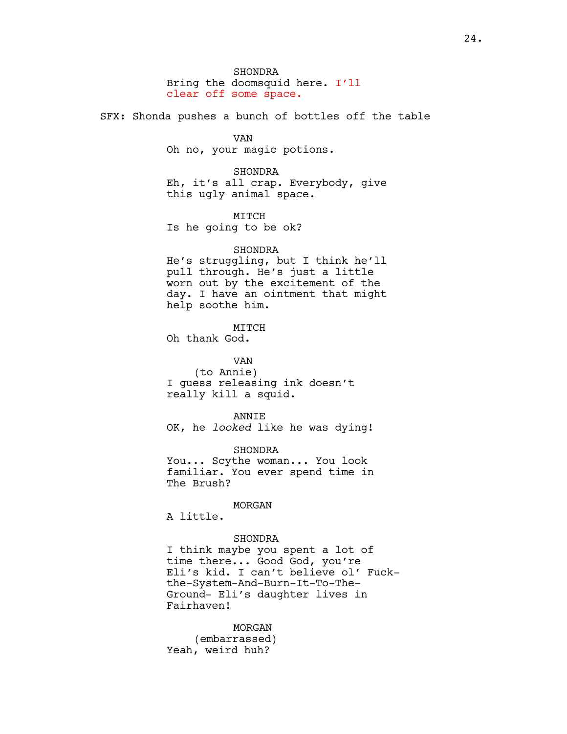SHONDRA
Bring the doomsquid here. I'll clear off some space.

SFX: Shonda pushes a bunch of bottles off the table

VAN
Oh no, your magic potions.

SHONDRA
Eh, it's all crap. Everybody, give this ugly animal space.

MITCH
Is he going to be ok?

SHONDRA
He's struggling, but I think he'll pull through. He's just a little worn out by the excitement of the day. I have an ointment that might help soothe him.

MITCH
Oh thank God.

VAN
(to Annie)
I guess releasing ink doesn't really kill a squid.

ANNIE
OK, he *looked* like he was dying!

SHONDRA
You... Scythe woman... You look familiar. You ever spend time in The Brush?

MORGAN
A little.

SHONDRA
I think maybe you spent a lot of time there... Good God, you're Eli's kid. I can't believe ol' Fuck-the-System-And-Burn-It-To-The-Ground- Eli's daughter lives in Fairhaven!

MORGAN
(embarrassed)
Yeah, weird huh?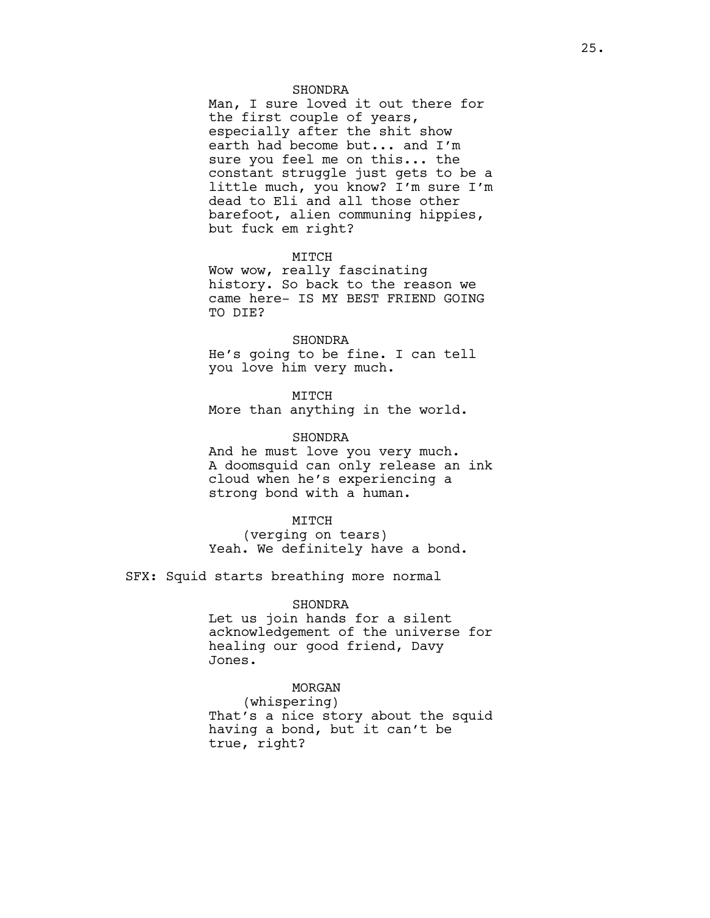SHONDRA

Man, I sure loved it out there for the first couple of years, especially after the shit show earth had become but... and I'm sure you feel me on this... the constant struggle just gets to be a little much, you know? I'm sure I'm dead to Eli and all those other barefoot, alien communing hippies, but fuck em right?

MITCH

Wow wow, really fascinating history. So back to the reason we came here- IS MY BEST FRIEND GOING TO DIE?

SHONDRA

He's going to be fine. I can tell you love him very much.

MITCH

More than anything in the world.

SHONDRA

And he must love you very much. A doomsquid can only release an ink cloud when he's experiencing a strong bond with a human.

MITCH

(verging on tears)

Yeah. We definitely have a bond.

SFX: Squid starts breathing more normal

SHONDRA

Let us join hands for a silent acknowledgement of the universe for healing our good friend, Davy Jones.

MORGAN

(whispering)

That's a nice story about the squid having a bond, but it can't be true, right?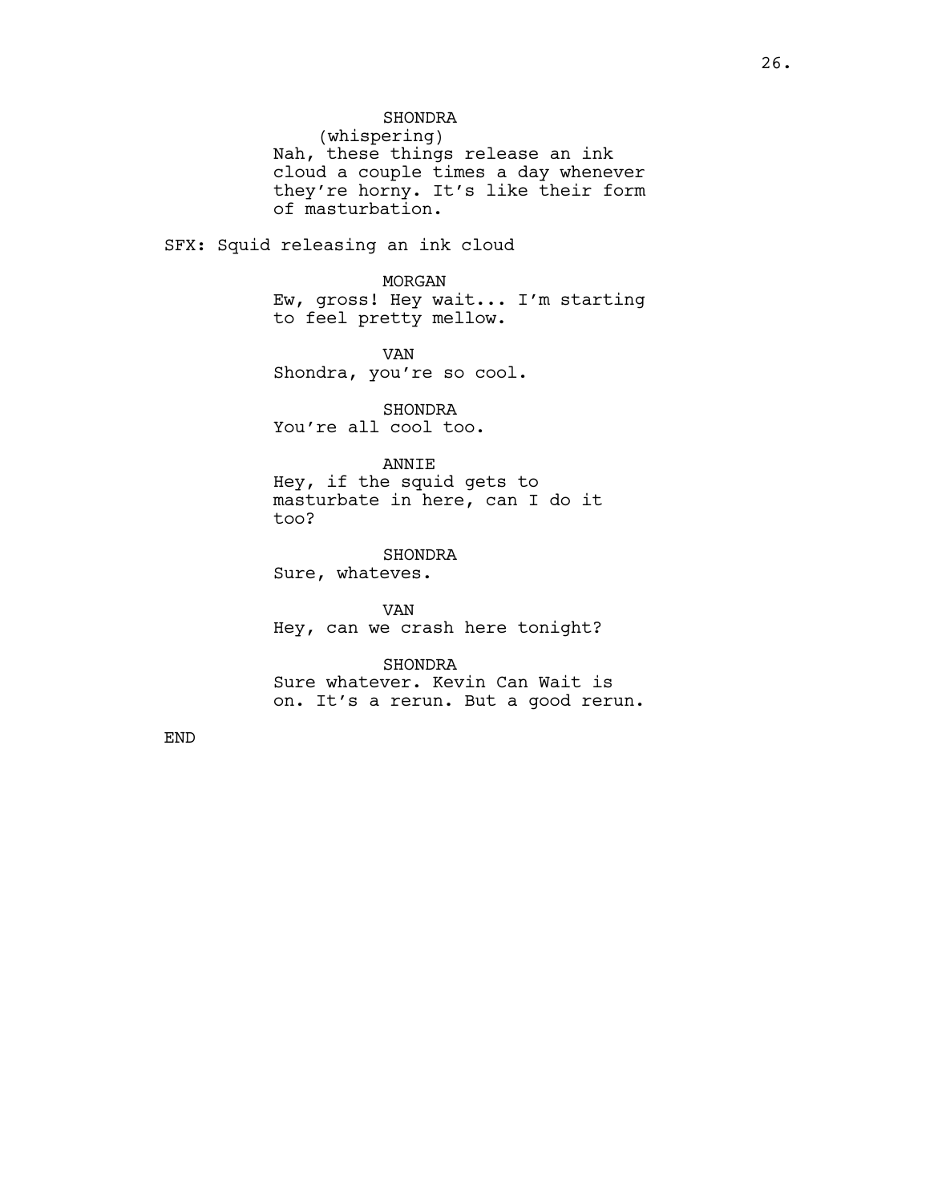SHONDRA
(whispering)
Nah, these things release an ink cloud a couple times a day whenever they're horny. It's like their form of masturbation.

SFX: Squid releasing an ink cloud

MORGAN
Ew, gross! Hey wait... I'm starting to feel pretty mellow.

VAN
Shondra, you're so cool.

SHONDRA
You're all cool too.

ANNIE
Hey, if the squid gets to masturbate in here, can I do it too?

SHONDRA
Sure, whateves.

VAN
Hey, can we crash here tonight?

SHONDRA
Sure whatever. Kevin Can Wait is on. It's a rerun. But a good rerun.

END